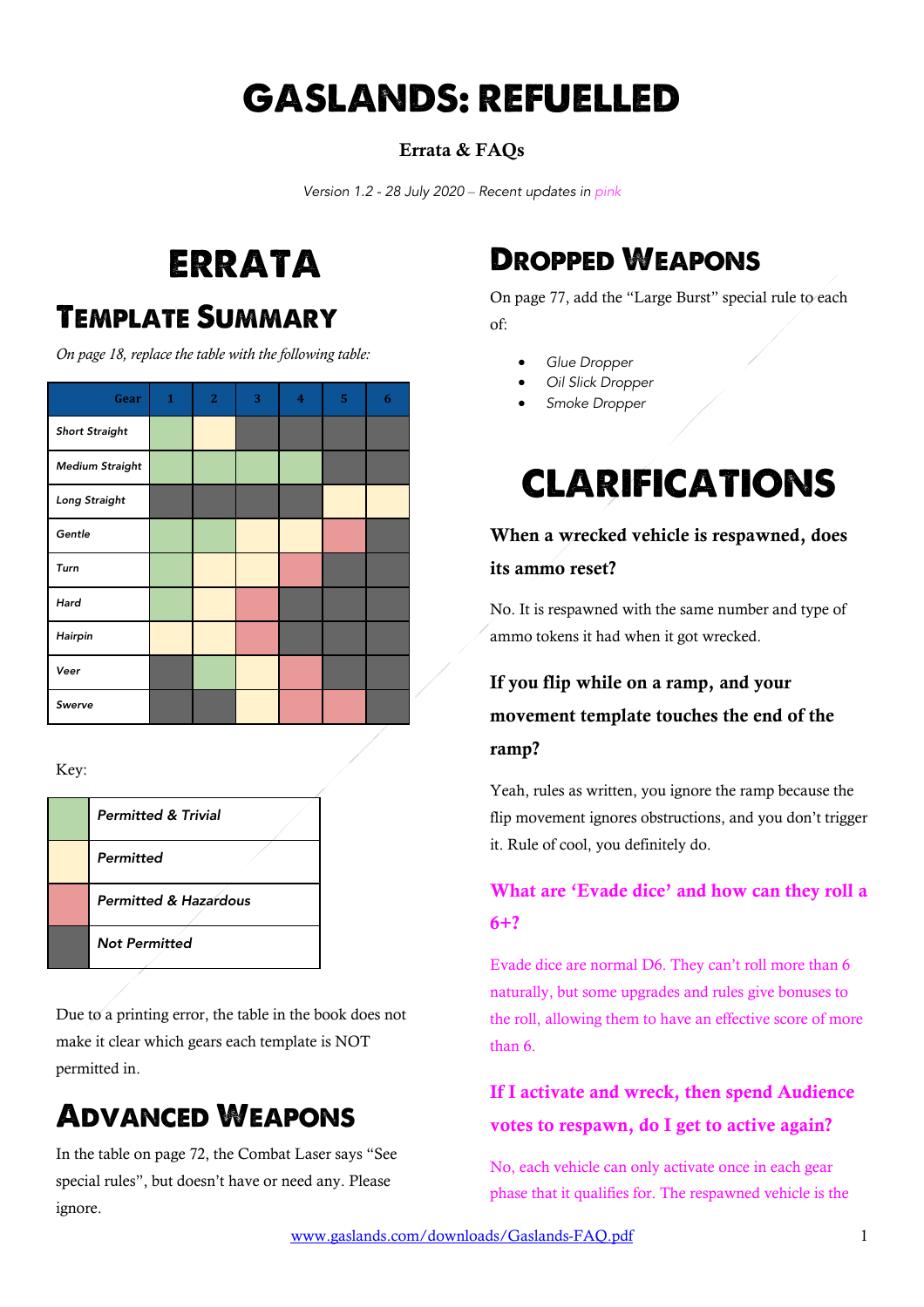# GASLANDS: REFUELLED

**Errata & FAQs**

*Version 1.2 - 28 July 2020 – Recent updates in pink*

# ERRATA

## TEMPLATE SUMMARY

*On page 18, replace the table with the following table:*

| Gear | 1 | 2 | 3 | 4 | 5 | 6 |
|---|---|---|---|---|---|---|
| *Short Straight* | Permitted & Trivial | Permitted | Not Permitted | Not Permitted | Not Permitted | Not Permitted |
| *Medium Straight* | Permitted & Trivial | Permitted & Trivial | Permitted & Trivial | Permitted & Trivial | Not Permitted | Not Permitted |
| *Long Straight* | Not Permitted | Not Permitted | Not Permitted | Not Permitted | Permitted | Permitted |
| *Gentle* | Permitted & Trivial | Permitted & Trivial | Permitted | Permitted | Permitted & Hazardous | Not Permitted |
| *Turn* | Permitted & Trivial | Permitted | Permitted | Permitted & Hazardous | Not Permitted | Not Permitted |
| *Hard* | Permitted & Trivial | Permitted | Permitted & Hazardous | Not Permitted | Not Permitted | Not Permitted |
| *Hairpin* | Permitted | Permitted | Permitted & Hazardous | Not Permitted | Not Permitted | Not Permitted |
| *Veer* | Not Permitted | Permitted & Trivial | Permitted | Permitted & Hazardous | Not Permitted | Not Permitted |
| *Swerve* | Not Permitted | Not Permitted | Permitted | Permitted & Hazardous | Permitted & Hazardous | Not Permitted |

Key:

| Colour | Meaning |
|---|---|
| Green | *Permitted & Trivial* |
| Yellow | *Permitted* |
| Red | *Permitted & Hazardous* |
| Dark grey | *Not Permitted* |

Due to a printing error, the table in the book does not make it clear which gears each template is NOT permitted in.

## ADVANCED WEAPONS

In the table on page 72, the Combat Laser says "See special rules", but doesn't have or need any. Please ignore.

## DROPPED WEAPONS

On page 77, add the "Large Burst" special rule to each of:

- *Glue Dropper*
- *Oil Slick Dropper*
- *Smoke Dropper*

# CLARIFICATIONS

### When a wrecked vehicle is respawned, does its ammo reset?

No. It is respawned with the same number and type of ammo tokens it had when it got wrecked.

### If you flip while on a ramp, and your movement template touches the end of the ramp?

Yeah, rules as written, you ignore the ramp because the flip movement ignores obstructions, and you don't trigger it. Rule of cool, you definitely do.

### What are 'Evade dice' and how can they roll a 6+?

Evade dice are normal D6. They can't roll more than 6 naturally, but some upgrades and rules give bonuses to the roll, allowing them to have an effective score of more than 6.

### If I activate and wreck, then spend Audience votes to respawn, do I get to active again?

No, each vehicle can only activate once in each gear phase that it qualifies for. The respawned vehicle is the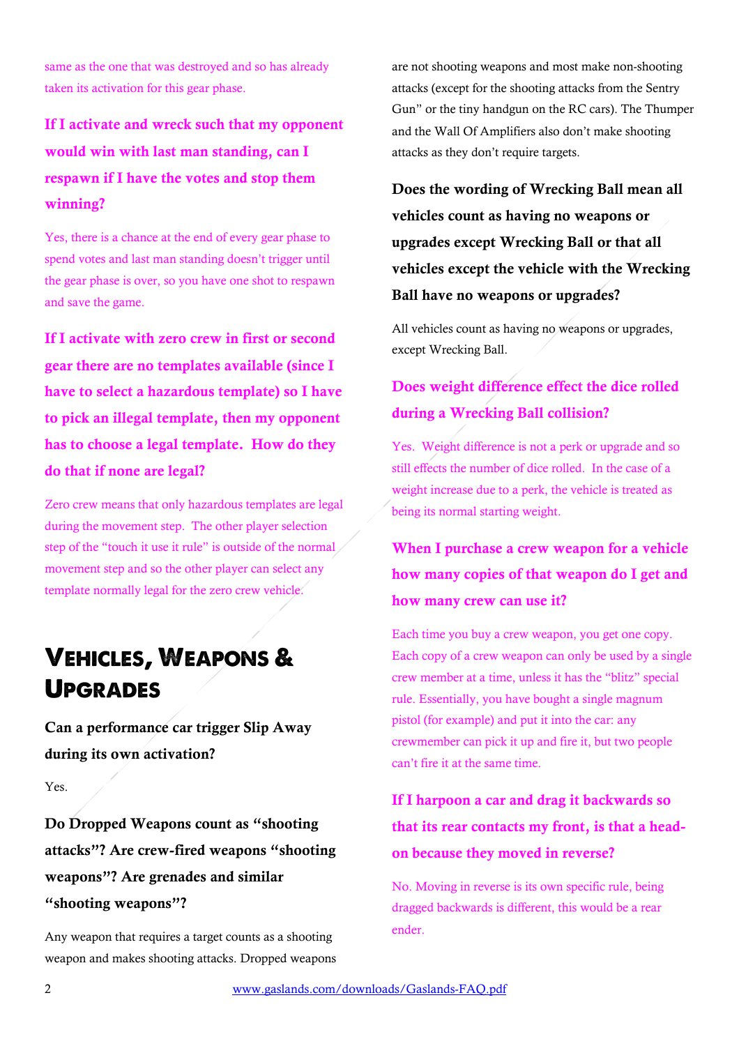same as the one that was destroyed and so has already taken its activation for this gear phase.

### If I activate and wreck such that my opponent would win with last man standing, can I respawn if I have the votes and stop them winning?

Yes, there is a chance at the end of every gear phase to spend votes and last man standing doesn't trigger until the gear phase is over, so you have one shot to respawn and save the game.

### If I activate with zero crew in first or second gear there are no templates available (since I have to select a hazardous template) so I have to pick an illegal template, then my opponent has to choose a legal template. How do they do that if none are legal?

Zero crew means that only hazardous templates are legal during the movement step. The other player selection step of the "touch it use it rule" is outside of the normal movement step and so the other player can select any template normally legal for the zero crew vehicle.

## Vehicles, Weapons & Upgrades

### Can a performance car trigger Slip Away during its own activation?

Yes.

### Do Dropped Weapons count as "shooting attacks"? Are crew-fired weapons "shooting weapons"? Are grenades and similar "shooting weapons"?

Any weapon that requires a target counts as a shooting weapon and makes shooting attacks. Dropped weapons are not shooting weapons and most make non-shooting attacks (except for the shooting attacks from the Sentry Gun" or the tiny handgun on the RC cars). The Thumper and the Wall Of Amplifiers also don't make shooting attacks as they don't require targets.

### Does the wording of Wrecking Ball mean all vehicles count as having no weapons or upgrades except Wrecking Ball or that all vehicles except the vehicle with the Wrecking Ball have no weapons or upgrades?

All vehicles count as having no weapons or upgrades, except Wrecking Ball.

### Does weight difference effect the dice rolled during a Wrecking Ball collision?

Yes. Weight difference is not a perk or upgrade and so still effects the number of dice rolled. In the case of a weight increase due to a perk, the vehicle is treated as being its normal starting weight.

### When I purchase a crew weapon for a vehicle how many copies of that weapon do I get and how many crew can use it?

Each time you buy a crew weapon, you get one copy. Each copy of a crew weapon can only be used by a single crew member at a time, unless it has the "blitz" special rule. Essentially, you have bought a single magnum pistol (for example) and put it into the car: any crewmember can pick it up and fire it, but two people can't fire it at the same time.

### If I harpoon a car and drag it backwards so that its rear contacts my front, is that a head-on because they moved in reverse?

No. Moving in reverse is its own specific rule, being dragged backwards is different, this would be a rear ender.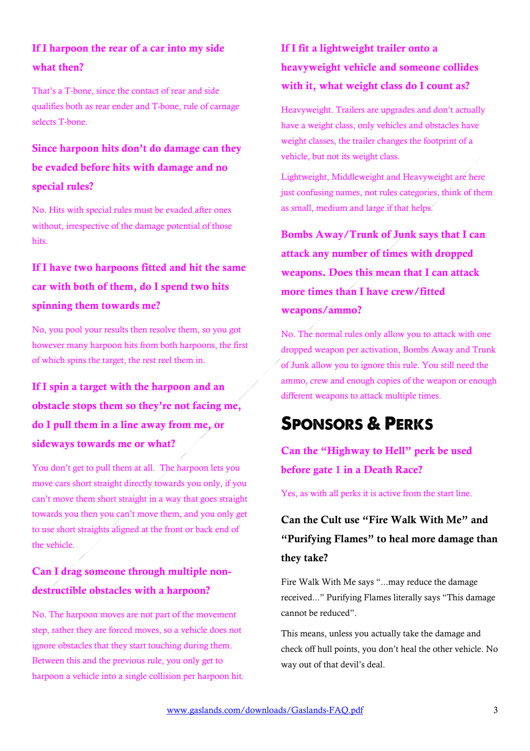### If I harpoon the rear of a car into my side what then?

That's a T-bone, since the contact of rear and side qualifies both as rear ender and T-bone, rule of carnage selects T-bone.

### Since harpoon hits don't do damage can they be evaded before hits with damage and no special rules?

No. Hits with special rules must be evaded after ones without, irrespective of the damage potential of those hits.

### If I have two harpoons fitted and hit the same car with both of them, do I spend two hits spinning them towards me?

No, you pool your results then resolve them, so you got however many harpoon hits from both harpoons, the first of which spins the target, the rest reel them in.

### If I spin a target with the harpoon and an obstacle stops them so they're not facing me, do I pull them in a line away from me, or sideways towards me or what?

You don't get to pull them at all. The harpoon lets you move cars short straight directly towards you only, if you can't move them short straight in a way that goes straight towards you then you can't move them, and you only get to use short straights aligned at the front or back end of the vehicle.

### Can I drag someone through multiple non-destructible obstacles with a harpoon?

No. The harpoon moves are not part of the movement step, rather they are forced moves, so a vehicle does not ignore obstacles that they start touching during them. Between this and the previous rule, you only get to harpoon a vehicle into a single collision per harpoon hit.

### If I fit a lightweight trailer onto a heavyweight vehicle and someone collides with it, what weight class do I count as?

Heavyweight. Trailers are upgrades and don't actually have a weight class, only vehicles and obstacles have weight classes, the trailer changes the footprint of a vehicle, but not its weight class.

Lightweight, Middleweight and Heavyweight are here just confusing names, not rules categories, think of them as small, medium and large if that helps.

### Bombs Away/Trunk of Junk says that I can attack any number of times with dropped weapons. Does this mean that I can attack more times than I have crew/fitted weapons/ammo?

No. The normal rules only allow you to attack with one dropped weapon per activation, Bombs Away and Trunk of Junk allow you to ignore this rule. You still need the ammo, crew and enough copies of the weapon or enough different weapons to attack multiple times.

## Sponsors & Perks

### Can the "Highway to Hell" perk be used before gate 1 in a Death Race?

Yes, as with all perks it is active from the start line.

### Can the Cult use "Fire Walk With Me" and "Purifying Flames" to heal more damage than they take?

Fire Walk With Me says "...may reduce the damage received..." Purifying Flames literally says "This damage cannot be reduced".

This means, unless you actually take the damage and check off hull points, you don't heal the other vehicle. No way out of that devil's deal.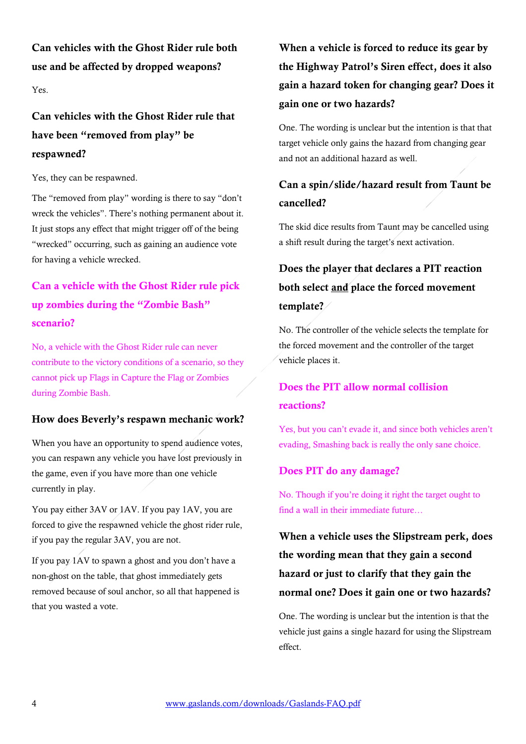### Can vehicles with the Ghost Rider rule both use and be affected by dropped weapons?

Yes.

### Can vehicles with the Ghost Rider rule that have been "removed from play" be respawned?

Yes, they can be respawned.

The "removed from play" wording is there to say "don't wreck the vehicles". There's nothing permanent about it. It just stops any effect that might trigger off of the being "wrecked" occurring, such as gaining an audience vote for having a vehicle wrecked.

### Can a vehicle with the Ghost Rider rule pick up zombies during the "Zombie Bash" scenario?

No, a vehicle with the Ghost Rider rule can never contribute to the victory conditions of a scenario, so they cannot pick up Flags in Capture the Flag or Zombies during Zombie Bash.

### How does Beverly's respawn mechanic work?

When you have an opportunity to spend audience votes, you can respawn any vehicle you have lost previously in the game, even if you have more than one vehicle currently in play.

You pay either 3AV or 1AV. If you pay 1AV, you are forced to give the respawned vehicle the ghost rider rule, if you pay the regular 3AV, you are not.

If you pay 1AV to spawn a ghost and you don't have a non-ghost on the table, that ghost immediately gets removed because of soul anchor, so all that happened is that you wasted a vote.

### When a vehicle is forced to reduce its gear by the Highway Patrol's Siren effect, does it also gain a hazard token for changing gear? Does it gain one or two hazards?

One. The wording is unclear but the intention is that that target vehicle only gains the hazard from changing gear and not an additional hazard as well.

### Can a spin/slide/hazard result from Taunt be cancelled?

The skid dice results from Taunt may be cancelled using a shift result during the target's next activation.

### Does the player that declares a PIT reaction both select <u>and</u> place the forced movement template?

No. The controller of the vehicle selects the template for the forced movement and the controller of the target vehicle places it.

### Does the PIT allow normal collision reactions?

Yes, but you can't evade it, and since both vehicles aren't evading, Smashing back is really the only sane choice.

### Does PIT do any damage?

No. Though if you're doing it right the target ought to find a wall in their immediate future…

### When a vehicle uses the Slipstream perk, does the wording mean that they gain a second hazard or just to clarify that they gain the normal one? Does it gain one or two hazards?

One. The wording is unclear but the intention is that the vehicle just gains a single hazard for using the Slipstream effect.

www.gaslands.com/downloads/Gaslands-FAQ.pdf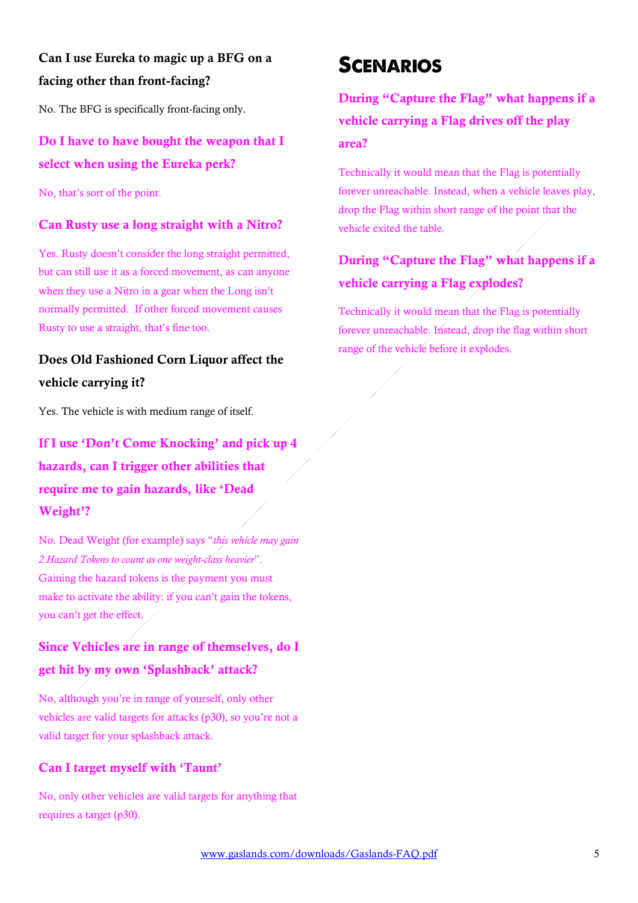### Can I use Eureka to magic up a BFG on a facing other than front-facing?

No. The BFG is specifically front-facing only.

### Do I have to have bought the weapon that I select when using the Eureka perk?

No, that's sort of the point.

### Can Rusty use a long straight with a Nitro?

Yes. Rusty doesn't consider the long straight permitted, but can still use it as a forced movement, as can anyone when they use a Nitro in a gear when the Long isn't normally permitted. If other forced movement causes Rusty to use a straight, that's fine too.

### Does Old Fashioned Corn Liquor affect the vehicle carrying it?

Yes. The vehicle is with medium range of itself.

### If I use 'Don't Come Knocking' and pick up 4 hazards, can I trigger other abilities that require me to gain hazards, like 'Dead Weight'?

No. Dead Weight (for example) says "*this vehicle may gain 2 Hazard Tokens to count as one weight-class heavier*". Gaining the hazard tokens is the payment you must make to activate the ability: if you can't gain the tokens, you can't get the effect.

### Since Vehicles are in range of themselves, do I get hit by my own 'Splashback' attack?

No, although you're in range of yourself, only other vehicles are valid targets for attacks (p30), so you're not a valid target for your splashback attack.

### Can I target myself with 'Taunt'

No, only other vehicles are valid targets for anything that requires a target (p30).

# Scenarios

### During "Capture the Flag" what happens if a vehicle carrying a Flag drives off the play area?

Technically it would mean that the Flag is potentially forever unreachable. Instead, when a vehicle leaves play, drop the Flag within short range of the point that the vehicle exited the table.

### During "Capture the Flag" what happens if a vehicle carrying a Flag explodes?

Technically it would mean that the Flag is potentially forever unreachable. Instead, drop the flag within short range of the vehicle before it explodes.

www.gaslands.com/downloads/Gaslands-FAQ.pdf